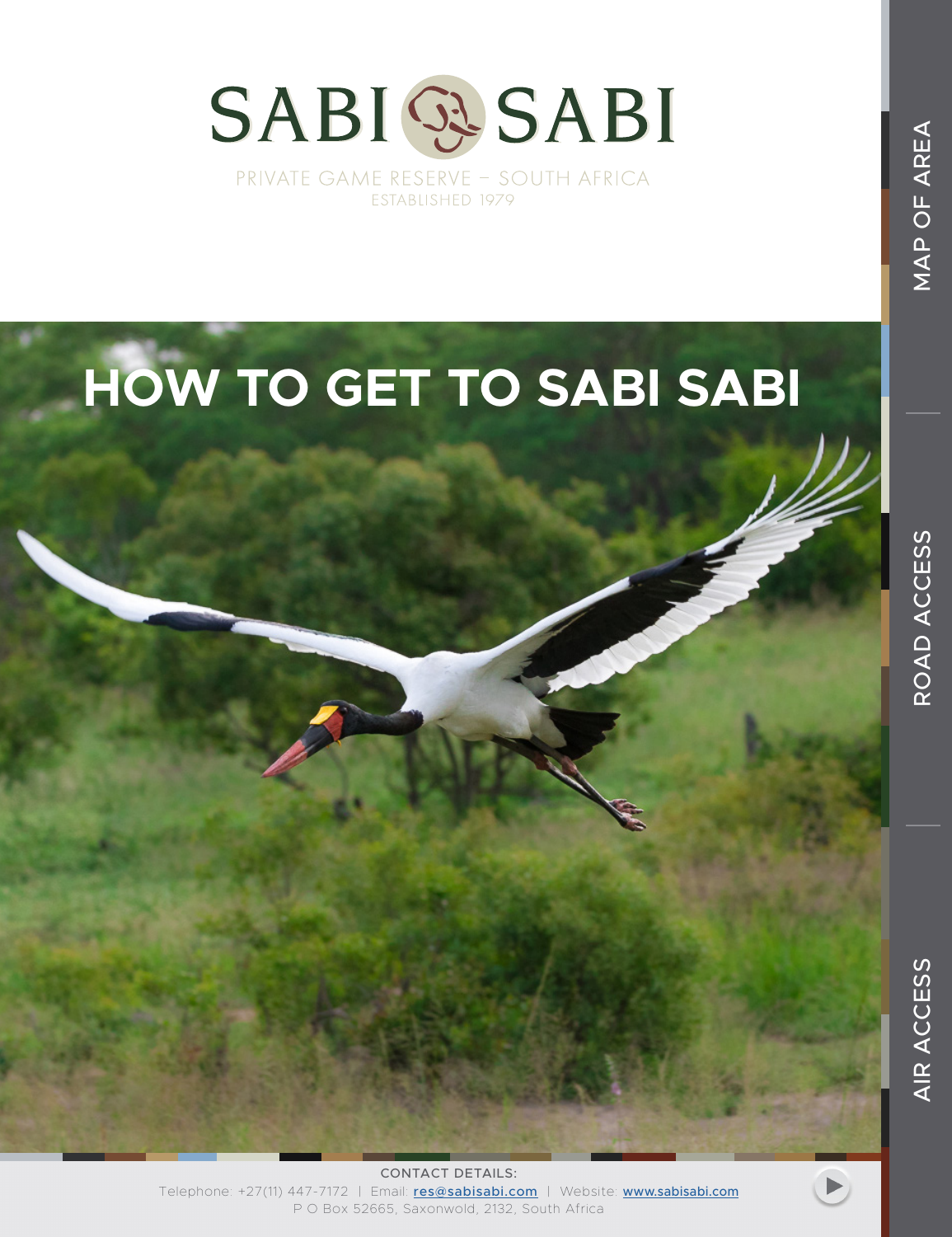# SABI SABI

PRIVATE GAME RESERVE – SOUTH AFRICA
ESTABLISHED 1979

MAP OF AREA

ROAD ACCESS

AIR ACCESS

# HOW TO GET TO SABI SABI

CONTACT DETAILS:
Telephone: +27(11) 447-7172 | Email: res@sabisabi.com | Website: www.sabisabi.com
P O Box 52665, Saxonwold, 2132, South Africa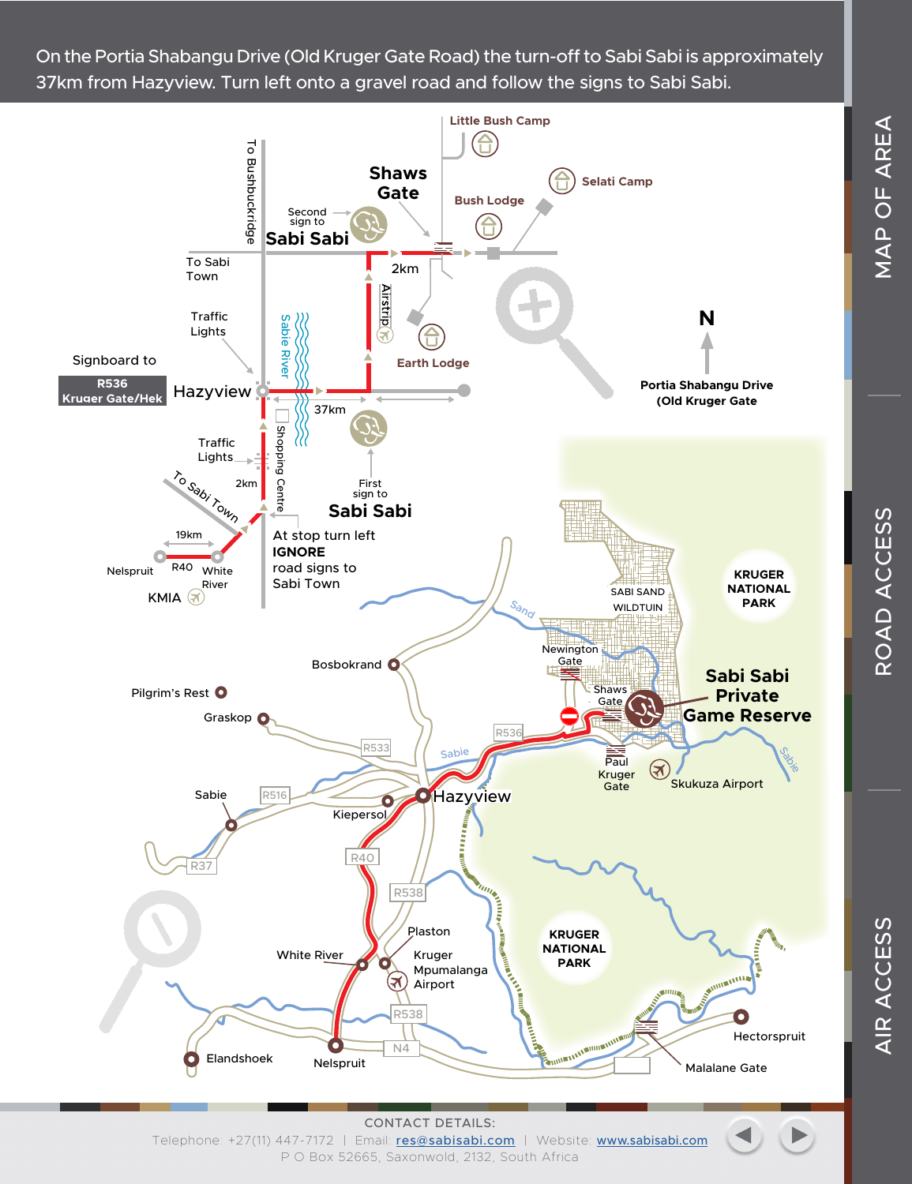On the Portia Shabangu Drive (Old Kruger Gate Road) the turn-off to Sabi Sabi is approximately 37km from Hazyview. Turn left onto a gravel road and follow the signs to Sabi Sabi.

MAP OF AREA

ROAD ACCESS

AIR ACCESS

Little Bush Camp

Shaws Gate

Selati Camp

Bush Lodge

Second sign to Sabi Sabi

To Bushbuckridge

To Sabi Town

2km

Airstrip

Earth Lodge

Traffic Lights

Sabie River

N

Signboard to

R536 Kruger Gate/Hek

Hazyview

37km

Portia Shabangu Drive (Old Kruger Gate

Traffic Lights

Shopping Centre

2km

To Sabi Town

First sign to Sabi Sabi

19km

Nelspruit R40 White River

KMIA

At stop turn left **IGNORE** road signs to Sabi Town

SABI SAND WILDTUIN

KRUGER NATIONAL PARK

Sand

Newington Gate

Shaws Gate

Sabi Sabi Private Game Reserve

Bosbokrand

Pilgrim's Rest

Graskop

R536

R533

Sabie

Paul Kruger Gate

Skukuza Airport

Sabie

R516

Hazyview

Kiepersol

R37

R40

R538

KRUGER NATIONAL PARK

Plaston

White River

Kruger Mpumalanga Airport

R538

Hectorspruit

Elandshoek

N4

Nelspruit

Malalane Gate

CONTACT DETAILS:

Telephone: +27(11) 447-7172 | Email: res@sabisabi.com | Website: www.sabisabi.com

P O Box 52665, Saxonwold, 2132, South Africa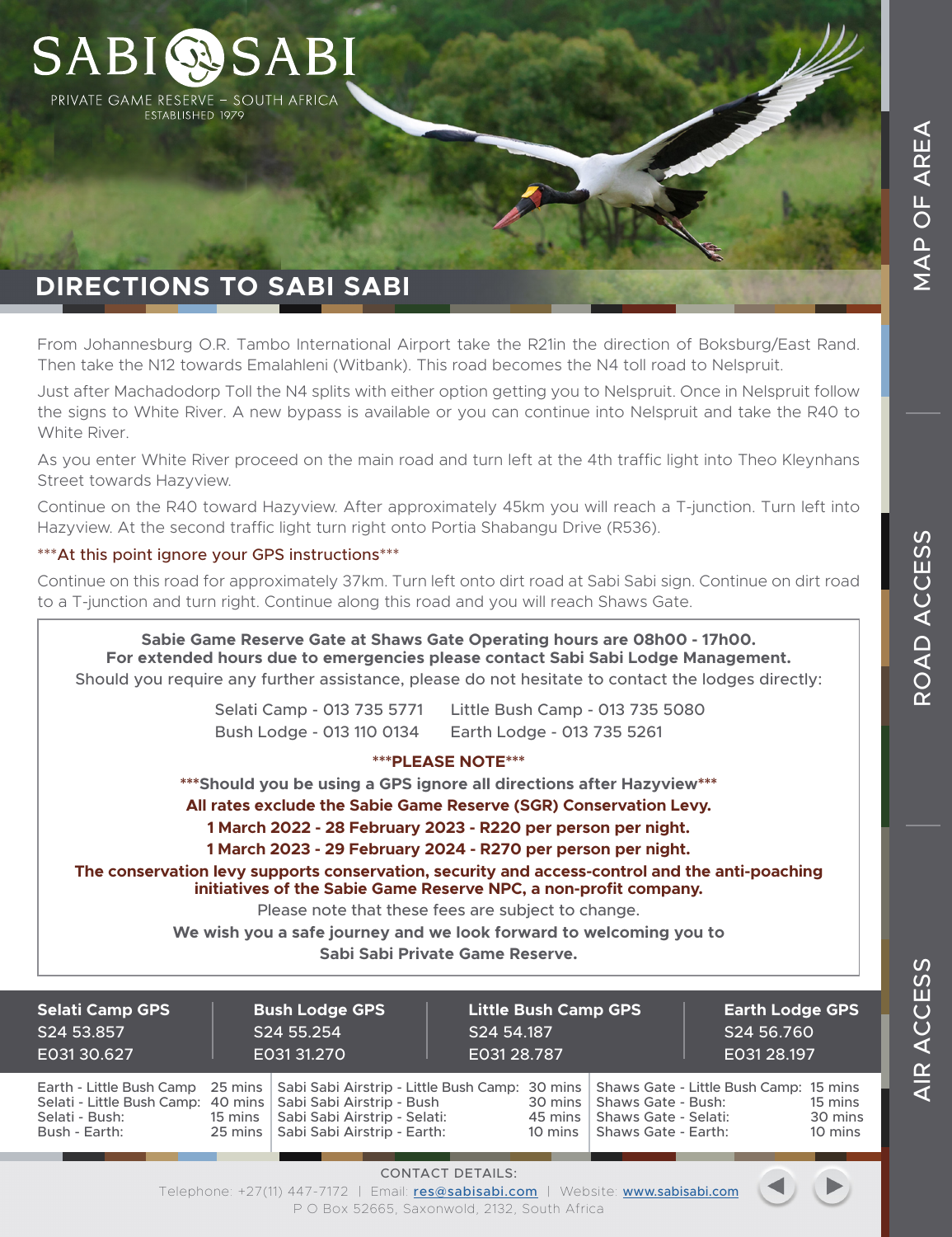# SABI SABI

PRIVATE GAME RESERVE – SOUTH AFRICA
ESTABLISHED 1979

## DIRECTIONS TO SABI SABI

From Johannesburg O.R. Tambo International Airport take the R21in the direction of Boksburg/East Rand. Then take the N12 towards Emalahleni (Witbank). This road becomes the N4 toll road to Nelspruit.

Just after Machadodorp Toll the N4 splits with either option getting you to Nelspruit. Once in Nelspruit follow the signs to White River. A new bypass is available or you can continue into Nelspruit and take the R40 to White River.

As you enter White River proceed on the main road and turn left at the 4th traffic light into Theo Kleynhans Street towards Hazyview.

Continue on the R40 toward Hazyview. After approximately 45km you will reach a T-junction. Turn left into Hazyview. At the second traffic light turn right onto Portia Shabangu Drive (R536).

***At this point ignore your GPS instructions***

Continue on this road for approximately 37km. Turn left onto dirt road at Sabi Sabi sign. Continue on dirt road to a T-junction and turn right. Continue along this road and you will reach Shaws Gate.

**Sabie Game Reserve Gate at Shaws Gate Operating hours are 08h00 - 17h00.**
**For extended hours due to emergencies please contact Sabi Sabi Lodge Management.**
Should you require any further assistance, please do not hesitate to contact the lodges directly:

| | |
|---|---|
| Selati Camp - 013 735 5771 | Little Bush Camp - 013 735 5080 |
| Bush Lodge - 013 110 0134 | Earth Lodge - 013 735 5261 |

**\*\*\*PLEASE NOTE\*\*\***

**\*\*\*Should you be using a GPS ignore all directions after Hazyview\*\*\***

**All rates exclude the Sabie Game Reserve (SGR) Conservation Levy.**

**1 March 2022 - 28 February 2023 - R220 per person per night.**

**1 March 2023 - 29 February 2024 - R270 per person per night.**

**The conservation levy supports conservation, security and access-control and the anti-poaching initiatives of the Sabie Game Reserve NPC, a non-profit company.**

Please note that these fees are subject to change.

**We wish you a safe journey and we look forward to welcoming you to Sabi Sabi Private Game Reserve.**

| Selati Camp GPS | Bush Lodge GPS | Little Bush Camp GPS | Earth Lodge GPS |
|---|---|---|---|
| S24 53.857 | S24 55.254 | S24 54.187 | S24 56.760 |
| E031 30.627 | E031 31.270 | E031 28.787 | E031 28.197 |

| Route | Time | Route | Time | Route | Time |
|---|---|---|---|---|---|
| Earth - Little Bush Camp | 25 mins | Sabi Sabi Airstrip - Little Bush Camp: | 30 mins | Shaws Gate - Little Bush Camp: | 15 mins |
| Selati - Little Bush Camp: | 40 mins | Sabi Sabi Airstrip - Bush | 30 mins | Shaws Gate - Bush: | 15 mins |
| Selati - Bush: | 15 mins | Sabi Sabi Airstrip - Selati: | 45 mins | Shaws Gate - Selati: | 30 mins |
| Bush - Earth: | 25 mins | Sabi Sabi Airstrip - Earth: | 10 mins | Shaws Gate - Earth: | 10 mins |

CONTACT DETAILS:
Telephone: +27(11) 447-7172 | Email: res@sabisabi.com | Website: www.sabisabi.com
P O Box 52665, Saxonwold, 2132, South Africa

MAP OF AREA | ROAD ACCESS | AIR ACCESS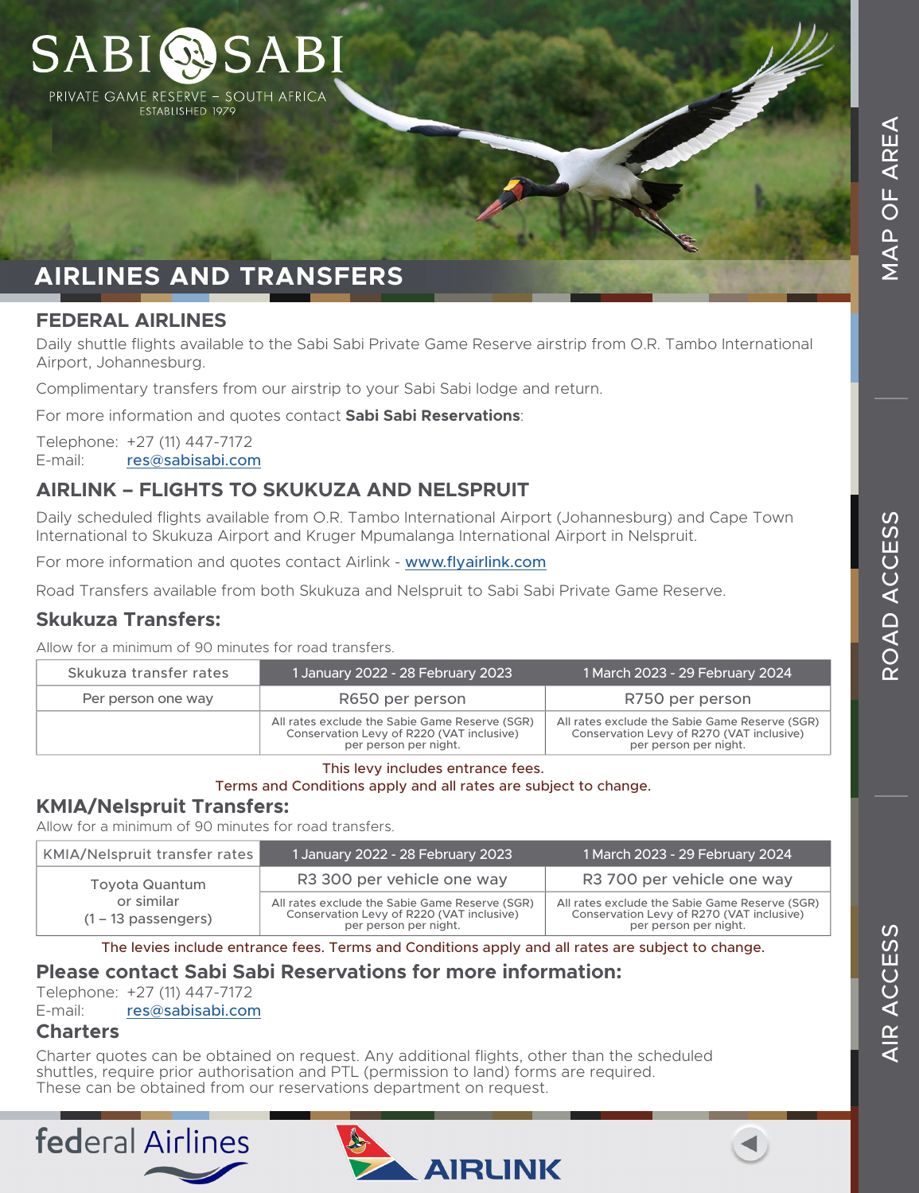# SABI SABI

PRIVATE GAME RESERVE – SOUTH AFRICA
ESTABLISHED 1979

## AIRLINES AND TRANSFERS

### FEDERAL AIRLINES

Daily shuttle flights available to the Sabi Sabi Private Game Reserve airstrip from O.R. Tambo International Airport, Johannesburg.

Complimentary transfers from our airstrip to your Sabi Sabi lodge and return.

For more information and quotes contact **Sabi Sabi Reservations**:

Telephone: +27 (11) 447-7172
E-mail: res@sabisabi.com

### AIRLINK – FLIGHTS TO SKUKUZA AND NELSPRUIT

Daily scheduled flights available from O.R. Tambo International Airport (Johannesburg) and Cape Town International to Skukuza Airport and Kruger Mpumalanga International Airport in Nelspruit.

For more information and quotes contact Airlink - www.flyairlink.com

Road Transfers available from both Skukuza and Nelspruit to Sabi Sabi Private Game Reserve.

### Skukuza Transfers:

Allow for a minimum of 90 minutes for road transfers.

| Skukuza transfer rates | 1 January 2022 - 28 February 2023 | 1 March 2023 - 29 February 2024 |
|---|---|---|
| Per person one way | R650 per person | R750 per person |
| | All rates exclude the Sabie Game Reserve (SGR) Conservation Levy of R220 (VAT inclusive) per person per night. | All rates exclude the Sabie Game Reserve (SGR) Conservation Levy of R270 (VAT inclusive) per person per night. |

This levy includes entrance fees.
Terms and Conditions apply and all rates are subject to change.

### KMIA/Nelspruit Transfers:

Allow for a minimum of 90 minutes for road transfers.

| KMIA/Nelspruit transfer rates | 1 January 2022 - 28 February 2023 | 1 March 2023 - 29 February 2024 |
|---|---|---|
| Toyota Quantum or similar (1 – 13 passengers) | R3 300 per vehicle one way | R3 700 per vehicle one way |
| | All rates exclude the Sabie Game Reserve (SGR) Conservation Levy of R220 (VAT inclusive) per person per night. | All rates exclude the Sabie Game Reserve (SGR) Conservation Levy of R270 (VAT inclusive) per person per night. |

The levies include entrance fees. Terms and Conditions apply and all rates are subject to change.

### Please contact Sabi Sabi Reservations for more information:

Telephone: +27 (11) 447-7172
E-mail: res@sabisabi.com

### Charters

Charter quotes can be obtained on request. Any additional flights, other than the scheduled shuttles, require prior authorisation and PTL (permission to land) forms are required. These can be obtained from our reservations department on request.

federal Airlines

AIRLINK

MAP OF AREA

ROAD ACCESS

AIR ACCESS